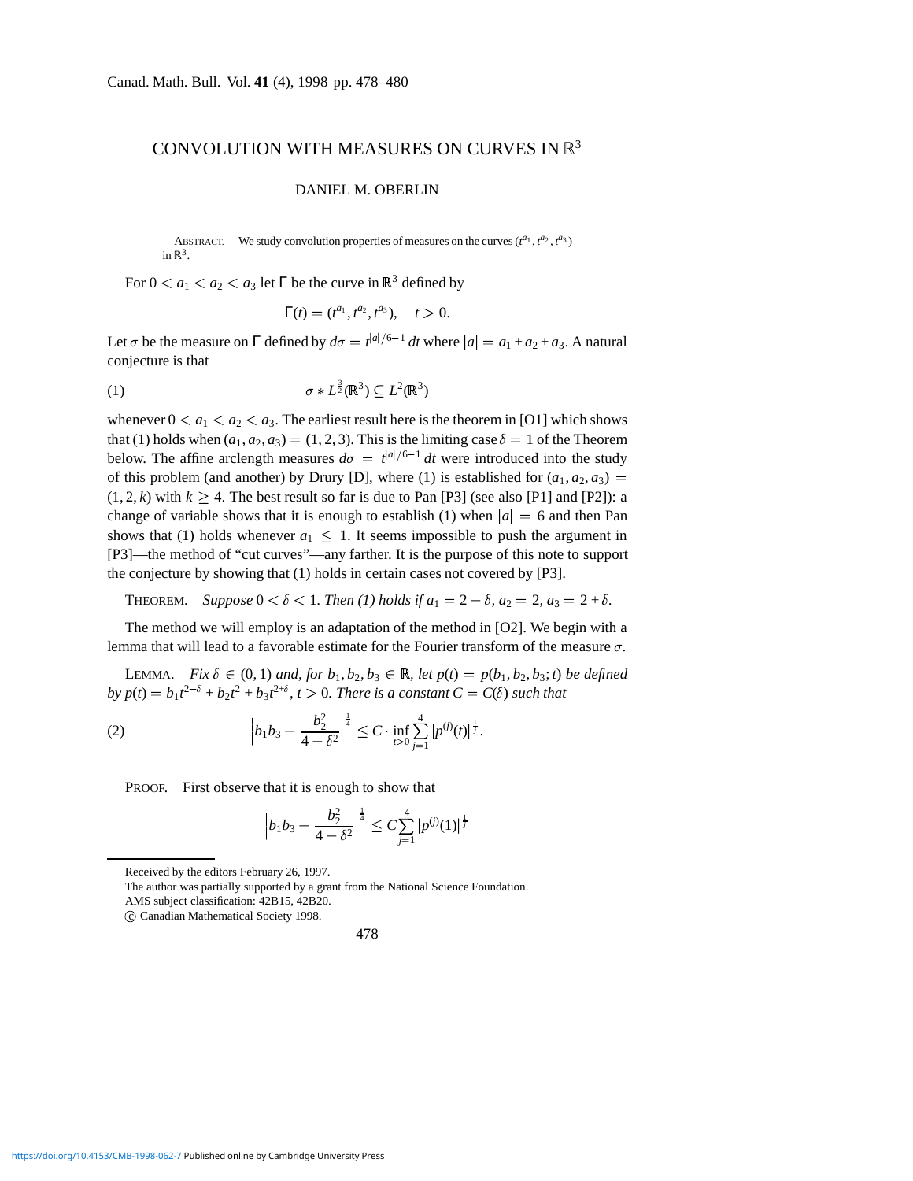# CONVOLUTION WITH MEASURES ON CURVES IN $\mathbb{R}^3$

DANIEL M. OBERLIN

ABSTRACT. We study convolution properties of measures on the curves $(t^{a_1}, t^{a_2}, t^{a_3})$ in $\mathbb{R}^3$.

For $0 < a_1 < a_2 < a_3$ let $\Gamma$ be the curve in $\mathbb{R}^3$ defined by

$$\Gamma(t) = (t^{a_1}, t^{a_2}, t^{a_3}), \quad t > 0.$$

Let $\sigma$ be the measure on $\Gamma$ defined by $d\sigma = t^{|a|/6-1}\,dt$ where $|a| = a_1 + a_2 + a_3$. A natural conjecture is that

$$\sigma * L^{\frac{3}{2}}(\mathbb{R}^3) \subseteq L^2(\mathbb{R}^3) \tag{1}$$

whenever $0 < a_1 < a_2 < a_3$. The earliest result here is the theorem in [O1] which shows that (1) holds when $(a_1, a_2, a_3) = (1, 2, 3)$. This is the limiting case $\delta = 1$ of the Theorem below. The affine arclength measures $d\sigma = t^{|a|/6-1}\,dt$ were introduced into the study of this problem (and another) by Drury [D], where (1) is established for $(a_1, a_2, a_3) = (1, 2, k)$ with $k \geq 4$. The best result so far is due to Pan [P3] (see also [P1] and [P2]): a change of variable shows that it is enough to establish (1) when $|a| = 6$ and then Pan shows that (1) holds whenever $a_1 \leq 1$. It seems impossible to push the argument in [P3]—the method of "cut curves"—any farther. It is the purpose of this note to support the conjecture by showing that (1) holds in certain cases not covered by [P3].

THEOREM. *Suppose $0 < \delta < 1$. Then (1) holds if $a_1 = 2 - \delta$, $a_2 = 2$, $a_3 = 2 + \delta$.*

The method we will employ is an adaptation of the method in [O2]. We begin with a lemma that will lead to a favorable estimate for the Fourier transform of the measure $\sigma$.

LEMMA. *Fix $\delta \in (0, 1)$ and, for $b_1, b_2, b_3 \in \mathbb{R}$, let $p(t) = p(b_1, b_2, b_3; t)$ be defined by $p(t) = b_1 t^{2-\delta} + b_2 t^2 + b_3 t^{2+\delta}$, $t > 0$. There is a constant $C = C(\delta)$ such that*

$$\left| b_1 b_3 - \frac{b_2^2}{4 - \delta^2} \right|^{\frac{1}{4}} \leq C \cdot \inf_{t>0} \sum_{j=1}^{4} \left| p^{(j)}(t) \right|^{\frac{1}{j}}. \tag{2}$$

PROOF. First observe that it is enough to show that

$$\left| b_1 b_3 - \frac{b_2^2}{4 - \delta^2} \right|^{\frac{1}{4}} \leq C \sum_{j=1}^{4} \left| p^{(j)}(1) \right|^{\frac{1}{j}}$$

---

Received by the editors February 26, 1997.

The author was partially supported by a grant from the National Science Foundation.

AMS subject classification: 42B15, 42B20.

© Canadian Mathematical Society 1998.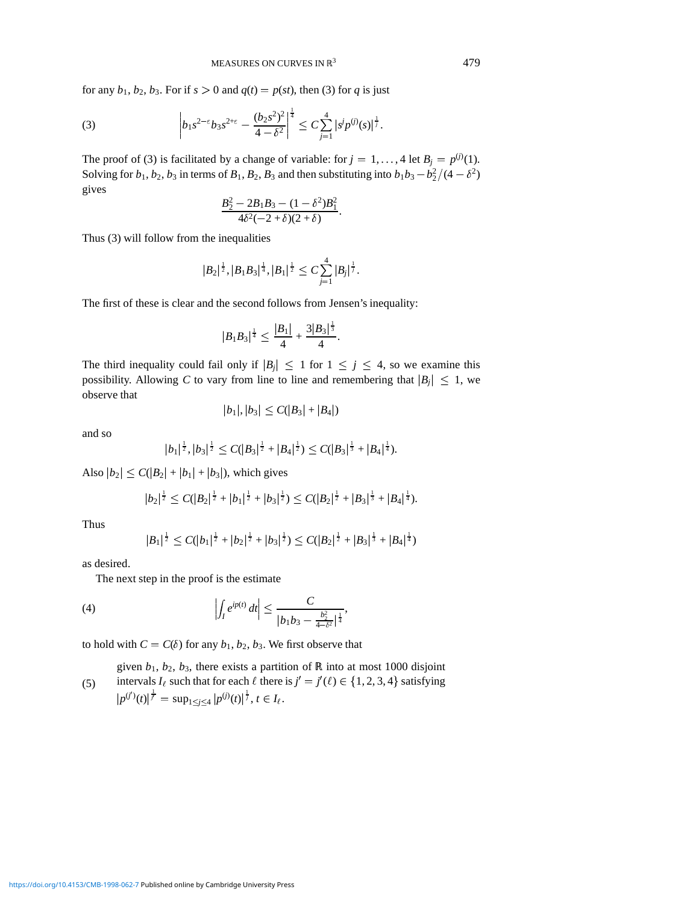for any $b_1, b_2, b_3$. For if $s > 0$ and $q(t) = p(st)$, then (3) for $q$ is just

$$\left| b_1 s^{2-\varepsilon} b_3 s^{2+\varepsilon} - \frac{(b_2 s^2)^2}{4-\delta^2} \right|^{\frac{1}{4}} \le C \sum_{j=1}^{4} |s^j p^{(j)}(s)|^{\frac{1}{j}}. \tag{3}$$

The proof of (3) is facilitated by a change of variable: for $j = 1, \ldots, 4$ let $B_j = p^{(j)}(1)$. Solving for $b_1, b_2, b_3$ in terms of $B_1, B_2, B_3$ and then substituting into $b_1 b_3 - b_2^2/(4-\delta^2)$ gives

$$\frac{B_2^2 - 2B_1 B_3 - (1-\delta^2) B_1^2}{4\delta^2(-2+\delta)(2+\delta)}.$$

Thus (3) will follow from the inequalities

$$|B_2|^{\frac{1}{2}}, |B_1 B_3|^{\frac{1}{4}}, |B_1|^{\frac{1}{2}} \le C \sum_{j=1}^{4} |B_j|^{\frac{1}{j}}.$$

The first of these is clear and the second follows from Jensen's inequality:

$$|B_1 B_3|^{\frac{1}{4}} \le \frac{|B_1|}{4} + \frac{3|B_3|^{\frac{1}{3}}}{4}.$$

The third inequality could fail only if $|B_j| \le 1$ for $1 \le j \le 4$, so we examine this possibility. Allowing $C$ to vary from line to line and remembering that $|B_j| \le 1$, we observe that

$$|b_1|, |b_3| \le C(|B_3| + |B_4|)$$

and so

$$|b_1|^{\frac{1}{2}}, |b_3|^{\frac{1}{2}} \le C(|B_3|^{\frac{1}{2}} + |B_4|^{\frac{1}{2}}) \le C(|B_3|^{\frac{1}{3}} + |B_4|^{\frac{1}{4}}).$$

Also $|b_2| \le C(|B_2| + |b_1| + |b_3|)$, which gives

$$|b_2|^{\frac{1}{2}} \le C(|B_2|^{\frac{1}{2}} + |b_1|^{\frac{1}{2}} + |b_3|^{\frac{1}{2}}) \le C(|B_2|^{\frac{1}{2}} + |B_3|^{\frac{1}{3}} + |B_4|^{\frac{1}{4}}).$$

Thus

$$|B_1|^{\frac{1}{2}} \le C(|b_1|^{\frac{1}{2}} + |b_2|^{\frac{1}{2}} + |b_3|^{\frac{1}{2}}) \le C(|B_2|^{\frac{1}{2}} + |B_3|^{\frac{1}{3}} + |B_4|^{\frac{1}{4}})$$

as desired.

The next step in the proof is the estimate

$$\left| \int_I e^{ip(t)}\, dt \right| \le \frac{C}{|b_1 b_3 - \frac{b_2^2}{4-\delta^2}|^{\frac{1}{4}}}, \tag{4}$$

to hold with $C = C(\delta)$ for any $b_1, b_2, b_3$. We first observe that

(5) given $b_1, b_2, b_3$, there exists a partition of $\mathbb{R}$ into at most 1000 disjoint intervals $I_\ell$ such that for each $\ell$ there is $j' = j'(\ell) \in \{1, 2, 3, 4\}$ satisfying $|p^{(j')}(t)|^{\frac{1}{j'}} = \sup_{1 \le j \le 4} |p^{(j)}(t)|^{\frac{1}{j}}$, $t \in I_\ell$.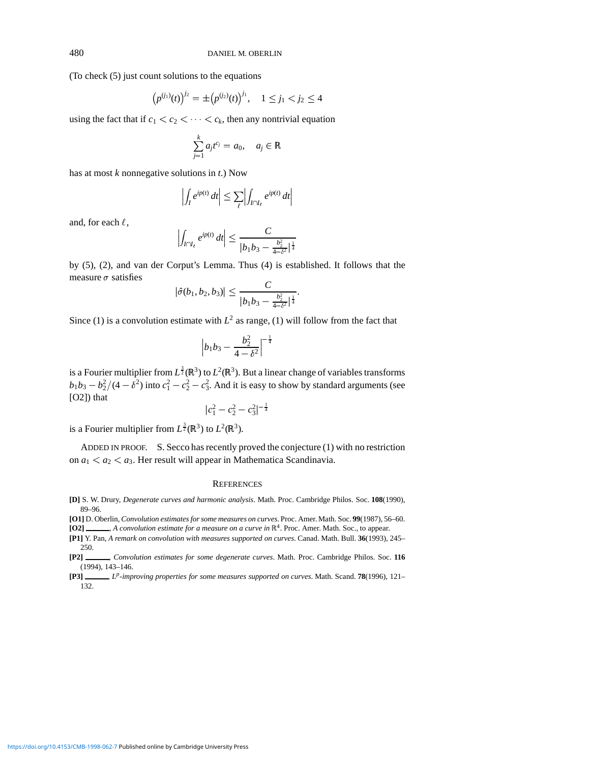(To check (5) just count solutions to the equations

$$\big(p^{(j_1)}(t)\big)^{j_2} = \pm\big(p^{(j_2)}(t)\big)^{j_1}, \quad 1 \le j_1 < j_2 \le 4$$

using the fact that if $c_1 < c_2 < \cdots < c_k$, then any nontrivial equation

$$\sum_{j=1}^{k} a_j t^{c_j} = a_0, \quad a_j \in \mathbb{R}$$

has at most $k$ nonnegative solutions in $t$.) Now

$$\left|\int_I e^{ip(t)}\,dt\right| \le \sum_{\ell} \left|\int_{I \cap I_\ell} e^{ip(t)}\,dt\right|$$

and, for each $\ell$,

$$\left|\int_{I \cap I_\ell} e^{ip(t)}\,dt\right| \le \frac{C}{|b_1 b_3 - \frac{b_2^2}{4-\delta^2}|^{\frac{1}{4}}}$$

by (5), (2), and van der Corput's Lemma. Thus (4) is established. It follows that the measure $\sigma$ satisfies

$$|\hat{\sigma}(b_1, b_2, b_3)| \le \frac{C}{|b_1 b_3 - \frac{b_2^2}{4-\delta^2}|^{\frac{1}{4}}}.$$

Since (1) is a convolution estimate with $L^2$ as range, (1) will follow from the fact that

$$\left| b_1 b_3 - \frac{b_2^2}{4-\delta^2} \right|^{-\frac{1}{4}}$$

is a Fourier multiplier from $L^{\frac{3}{2}}(\mathbb{R}^3)$ to $L^2(\mathbb{R}^3)$. But a linear change of variables transforms $b_1 b_3 - b_2^2/(4-\delta^2)$ into $c_1^2 - c_2^2 - c_3^2$. And it is easy to show by standard arguments (see [O2]) that

$$|c_1^2 - c_2^2 - c_3^2|^{-\frac{1}{4}}$$

is a Fourier multiplier from $L^{\frac{3}{2}}(\mathbb{R}^3)$ to $L^2(\mathbb{R}^3)$.

ADDED IN PROOF. S. Secco has recently proved the conjecture (1) with no restriction on $a_1 < a_2 < a_3$. Her result will appear in Mathematica Scandinavia.

## References

**[D]** S. W. Drury, *Degenerate curves and harmonic analysis*. Math. Proc. Cambridge Philos. Soc. **108**(1990), 89–96.

**[O1]** D. Oberlin, *Convolution estimates for some measures on curves*. Proc. Amer. Math. Soc. **99**(1987), 56–60.

**[O2]** ______, *A convolution estimate for a measure on a curve in* $\mathbb{R}^4$. Proc. Amer. Math. Soc., to appear.

**[P1]** Y. Pan, *A remark on convolution with measures supported on curves*. Canad. Math. Bull. **36**(1993), 245–250.

**[P2]** ______, *Convolution estimates for some degenerate curves*. Math. Proc. Cambridge Philos. Soc. **116** (1994), 143–146.

**[P3]** ______, *$L^p$-improving properties for some measures supported on curves*. Math. Scand. **78**(1996), 121–132.